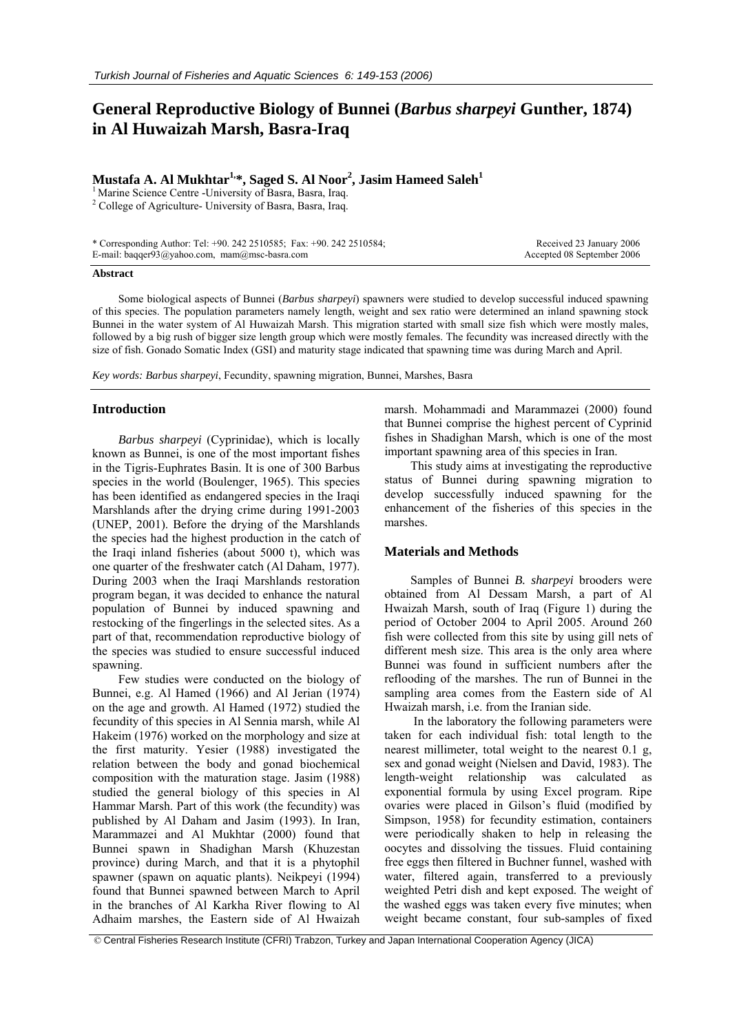# General Reproductive Biology of Bunnei (*Barbus sharpeyi* Gunther, 1874) in Al Huwaizah Marsh, Basra-Iraq

**Mustafa A. Al Mukhtar[1,*], Saged S. Al Noor[2], Jasim Hameed Saleh[1]**

[1] Marine Science Centre -University of Basra, Basra, Iraq.
[2] College of Agriculture- University of Basra, Basra, Iraq.

\* Corresponding Author: Tel: +90. 242 2510585; Fax: +90. 242 2510584;
E-mail: baqqer93@yahoo.com, mam@msc-basra.com

Received 23 January 2006
Accepted 08 September 2006

### Abstract

Some biological aspects of Bunnei (*Barbus sharpeyi*) spawners were studied to develop successful induced spawning of this species. The population parameters namely length, weight and sex ratio were determined an inland spawning stock Bunnei in the water system of Al Huwaizah Marsh. This migration started with small size fish which were mostly males, followed by a big rush of bigger size length group which were mostly females. The fecundity was increased directly with the size of fish. Gonado Somatic Index (GSI) and maturity stage indicated that spawning time was during March and April.

*Key words: Barbus sharpeyi*, Fecundity, spawning migration, Bunnei, Marshes, Basra

## Introduction

*Barbus sharpeyi* (Cyprinidae), which is locally known as Bunnei, is one of the most important fishes in the Tigris-Euphrates Basin. It is one of 300 Barbus species in the world (Boulenger, 1965). This species has been identified as endangered species in the Iraqi Marshlands after the drying crime during 1991-2003 (UNEP, 2001). Before the drying of the Marshlands the species had the highest production in the catch of the Iraqi inland fisheries (about 5000 t), which was one quarter of the freshwater catch (Al Daham, 1977). During 2003 when the Iraqi Marshlands restoration program began, it was decided to enhance the natural population of Bunnei by induced spawning and restocking of the fingerlings in the selected sites. As a part of that, recommendation reproductive biology of the species was studied to ensure successful induced spawning.

Few studies were conducted on the biology of Bunnei, e.g. Al Hamed (1966) and Al Jerian (1974) on the age and growth. Al Hamed (1972) studied the fecundity of this species in Al Sennia marsh, while Al Hakeim (1976) worked on the morphology and size at the first maturity. Yesier (1988) investigated the relation between the body and gonad biochemical composition with the maturation stage. Jasim (1988) studied the general biology of this species in Al Hammar Marsh. Part of this work (the fecundity) was published by Al Daham and Jasim (1993). In Iran, Marammazei and Al Mukhtar (2000) found that Bunnei spawn in Shadighan Marsh (Khuzestan province) during March, and that it is a phytophil spawner (spawn on aquatic plants). Neikpeyi (1994) found that Bunnei spawned between March to April in the branches of Al Karkha River flowing to Al Adhaim marshes, the Eastern side of Al Hwaizah marsh. Mohammadi and Marammazei (2000) found that Bunnei comprise the highest percent of Cyprinid fishes in Shadighan Marsh, which is one of the most important spawning area of this species in Iran.

This study aims at investigating the reproductive status of Bunnei during spawning migration to develop successfully induced spawning for the enhancement of the fisheries of this species in the marshes.

## Materials and Methods

Samples of Bunnei *B. sharpeyi* brooders were obtained from Al Dessam Marsh, a part of Al Hwaizah Marsh, south of Iraq (Figure 1) during the period of October 2004 to April 2005. Around 260 fish were collected from this site by using gill nets of different mesh size. This area is the only area where Bunnei was found in sufficient numbers after the reflooding of the marshes. The run of Bunnei in the sampling area comes from the Eastern side of Al Hwaizah marsh, i.e. from the Iranian side.

In the laboratory the following parameters were taken for each individual fish: total length to the nearest millimeter, total weight to the nearest 0.1 g, sex and gonad weight (Nielsen and David, 1983). The length-weight relationship was calculated as exponential formula by using Excel program. Ripe ovaries were placed in Gilson's fluid (modified by Simpson, 1958) for fecundity estimation, containers were periodically shaken to help in releasing the oocytes and dissolving the tissues. Fluid containing free eggs then filtered in Buchner funnel, washed with water, filtered again, transferred to a previously weighted Petri dish and kept exposed. The weight of the washed eggs was taken every five minutes; when weight became constant, four sub-samples of fixed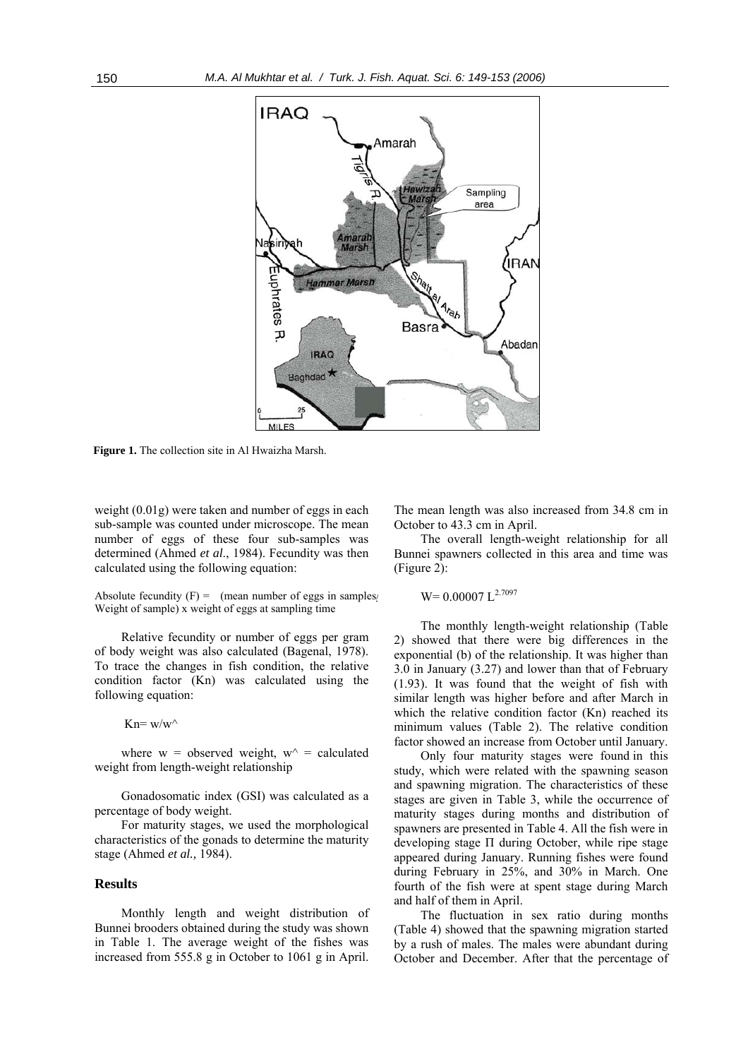Figure 1. The collection site in Al Hwaizha Marsh.

weight (0.01g) were taken and number of eggs in each sub-sample was counted under microscope. The mean number of eggs of these four sub-samples was determined (Ahmed *et al*., 1984). Fecundity was then calculated using the following equation:

Absolute fecundity (F) = (mean number of eggs in samples/ Weight of sample) x weight of eggs at sampling time

Relative fecundity or number of eggs per gram of body weight was also calculated (Bagenal, 1978). To trace the changes in fish condition, the relative condition factor (Kn) was calculated using the following equation:

$$Kn = w/w^{\wedge}$$

where w = observed weight, $w^{\wedge}$ = calculated weight from length-weight relationship

Gonadosomatic index (GSI) was calculated as a percentage of body weight.

For maturity stages, we used the morphological characteristics of the gonads to determine the maturity stage (Ahmed *et al.,* 1984).

## Results

Monthly length and weight distribution of Bunnei brooders obtained during the study was shown in Table 1. The average weight of the fishes was increased from 555.8 g in October to 1061 g in April. The mean length was also increased from 34.8 cm in October to 43.3 cm in April.

The overall length-weight relationship for all Bunnei spawners collected in this area and time was (Figure 2):

$$W = 0.00007\ L^{2.7097}$$

The monthly length-weight relationship (Table 2) showed that there were big differences in the exponential (b) of the relationship. It was higher than 3.0 in January (3.27) and lower than that of February (1.93). It was found that the weight of fish with similar length was higher before and after March in which the relative condition factor (Kn) reached its minimum values (Table 2). The relative condition factor showed an increase from October until January.

Only four maturity stages were found in this study, which were related with the spawning season and spawning migration. The characteristics of these stages are given in Table 3, while the occurrence of maturity stages during months and distribution of spawners are presented in Table 4. All the fish were in developing stage Π during October, while ripe stage appeared during January. Running fishes were found during February in 25%, and 30% in March. One fourth of the fish were at spent stage during March and half of them in April.

The fluctuation in sex ratio during months (Table 4) showed that the spawning migration started by a rush of males. The males were abundant during October and December. After that the percentage of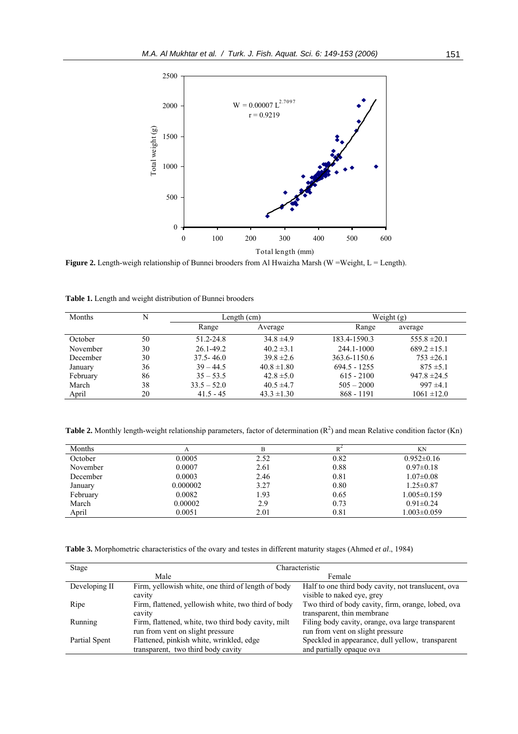**Figure 2.** Length-weigh relationship of Bunnei brooders from Al Hwaizha Marsh (W =Weight, L = Length).

**Table 1.** Length and weight distribution of Bunnei brooders

| Months | N | Length (cm) | | Weight (g) | |
|---|---|---|---|---|---|
| | | Range | Average | Range | average |
| October | 50 | 51.2-24.8 | 34.8 ±4.9 | 183.4-1590.3 | 555.8 ±20.1 |
| November | 30 | 26.1-49.2 | 40.2 ±3.1 | 244.1-1000 | 689.2 ±15.1 |
| December | 30 | 37.5- 46.0 | 39.8 ±2.6 | 363.6-1150.6 | 753 ±26.1 |
| January | 36 | 39 – 44.5 | 40.8 ±1.80 | 694.5 - 1255 | 875 ±5.1 |
| February | 86 | 35 – 53.5 | 42.8 ±5.0 | 615 - 2100 | 947.8 ±24.5 |
| March | 38 | 33.5 – 52.0 | 40.5 ±4.7 | 505 – 2000 | 997 ±4.1 |
| April | 20 | 41.5 - 45 | 43.3 ±1.30 | 868 - 1191 | 1061 ±12.0 |

**Table 2.** Monthly length-weight relationship parameters, factor of determination ($R^2$) and mean Relative condition factor (Kn)

| Months | A | B | $R^2$ | KN |
|---|---|---|---|---|
| October | 0.0005 | 2.52 | 0.82 | 0.952±0.16 |
| November | 0.0007 | 2.61 | 0.88 | 0.97±0.18 |
| December | 0.0003 | 2.46 | 0.81 | 1.07±0.08 |
| January | 0.000002 | 3.27 | 0.80 | 1.25±0.87 |
| February | 0.0082 | 1.93 | 0.65 | 1.005±0.159 |
| March | 0.00002 | 2.9 | 0.73 | 0.91±0.24 |
| April | 0.0051 | 2.01 | 0.81 | 1.003±0.059 |

**Table 3.** Morphometric characteristics of the ovary and testes in different maturity stages (Ahmed *et al*., 1984)

| Stage | Characteristic | |
|---|---|---|
| | Male | Female |
| Developing II | Firm, yellowish white, one third of length of body cavity | Half to one third body cavity, not translucent, ova visible to naked eye, grey |
| Ripe | Firm, flattened, yellowish white, two third of body cavity | Two third of body cavity, firm, orange, lobed, ova transparent, thin membrane |
| Running | Firm, flattened, white, two third body cavity, milt run from vent on slight pressure | Filing body cavity, orange, ova large transparent run from vent on slight pressure |
| Partial Spent | Flattened, pinkish white, wrinkled, edge transparent, two third body cavity | Speckled in appearance, dull yellow, transparent and partially opaque ova |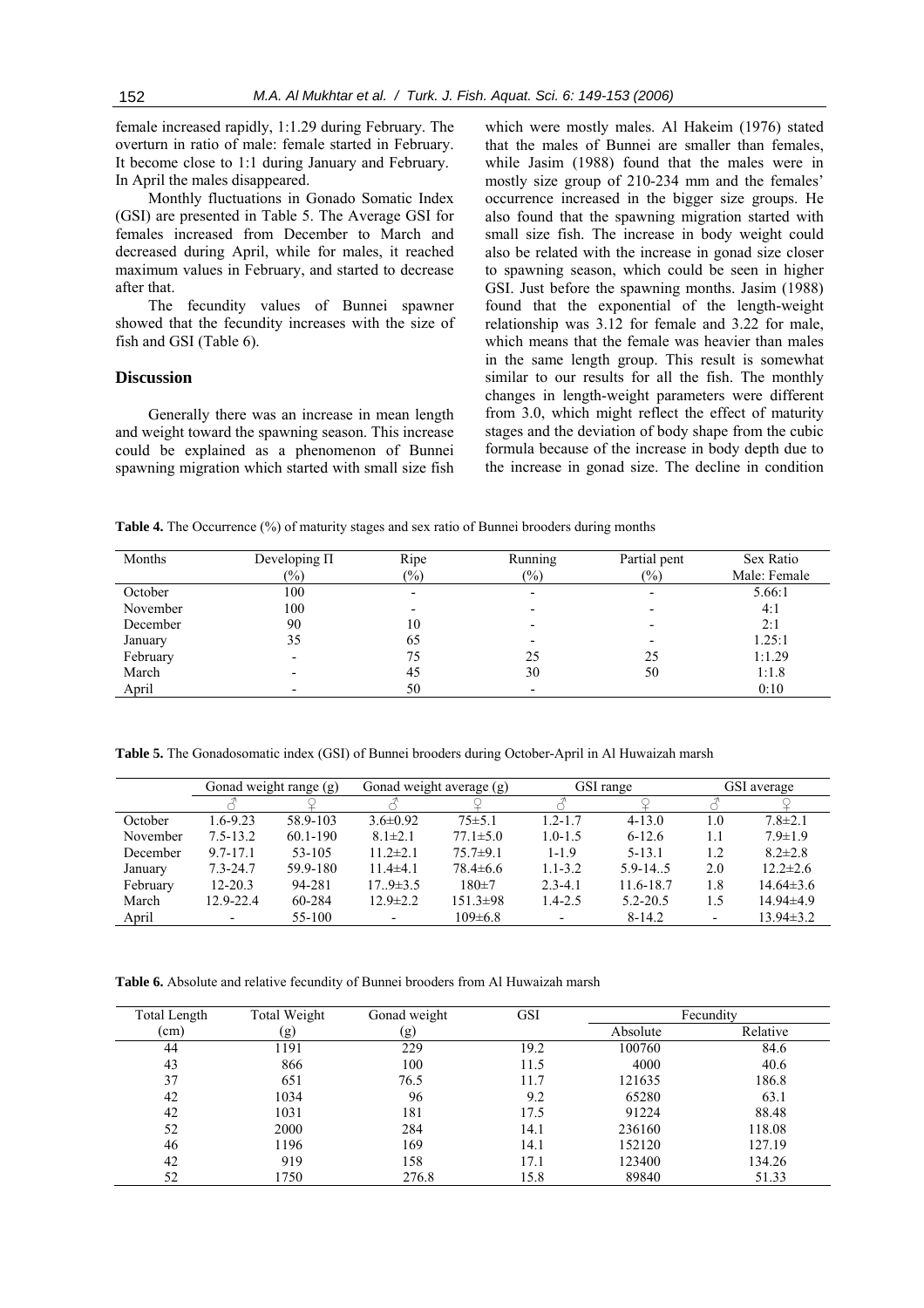female increased rapidly, 1:1.29 during February. The overturn in ratio of male: female started in February. It become close to 1:1 during January and February. In April the males disappeared.

Monthly fluctuations in Gonado Somatic Index (GSI) are presented in Table 5. The Average GSI for females increased from December to March and decreased during April, while for males, it reached maximum values in February, and started to decrease after that.

The fecundity values of Bunnei spawner showed that the fecundity increases with the size of fish and GSI (Table 6).

## Discussion

Generally there was an increase in mean length and weight toward the spawning season. This increase could be explained as a phenomenon of Bunnei spawning migration which started with small size fish which were mostly males. Al Hakeim (1976) stated that the males of Bunnei are smaller than females, while Jasim (1988) found that the males were in mostly size group of 210-234 mm and the females' occurrence increased in the bigger size groups. He also found that the spawning migration started with small size fish. The increase in body weight could also be related with the increase in gonad size closer to spawning season, which could be seen in higher GSI. Just before the spawning months. Jasim (1988) found that the exponential of the length-weight relationship was 3.12 for female and 3.22 for male, which means that the female was heavier than males in the same length group. This result is somewhat similar to our results for all the fish. The monthly changes in length-weight parameters were different from 3.0, which might reflect the effect of maturity stages and the deviation of body shape from the cubic formula because of the increase in body depth due to the increase in gonad size. The decline in condition

**Table 4.** The Occurrence (%) of maturity stages and sex ratio of Bunnei brooders during months

| Months | Developing Π (%) | Ripe (%) | Running (%) | Partial pent (%) | Sex Ratio Male: Female |
|---|---|---|---|---|---|
| October | 100 | - | - | - | 5.66:1 |
| November | 100 | - | - | - | 4:1 |
| December | 90 | 10 | - | - | 2:1 |
| January | 35 | 65 | - | - | 1.25:1 |
| February | - | 75 | 25 | 25 | 1:1.29 |
| March | - | 45 | 30 | 50 | 1:1.8 |
| April | - | 50 | - | | 0:10 |

**Table 5.** The Gonadosomatic index (GSI) of Bunnei brooders during October-April in Al Huwaizah marsh

| | Gonad weight range (g) | | Gonad weight average (g) | | GSI range | | GSI average | |
|---|---|---|---|---|---|---|---|---|
| | ♂ | ♀ | ♂ | ♀ | ♂ | ♀ | ♂ | ♀ |
| October | 1.6-9.23 | 58.9-103 | 3.6±0.92 | 75±5.1 | 1.2-1.7 | 4-13.0 | 1.0 | 7.8±2.1 |
| November | 7.5-13.2 | 60.1-190 | 8.1±2.1 | 77.1±5.0 | 1.0-1.5 | 6-12.6 | 1.1 | 7.9±1.9 |
| December | 9.7-17.1 | 53-105 | 11.2±2.1 | 75.7±9.1 | 1-1.9 | 5-13.1 | 1.2 | 8.2±2.8 |
| January | 7.3-24.7 | 59.9-180 | 11.4±4.1 | 78.4±6.6 | 1.1-3.2 | 5.9-14..5 | 2.0 | 12.2±2.6 |
| February | 12-20.3 | 94-281 | 17..9±3.5 | 180±7 | 2.3-4.1 | 11.6-18.7 | 1.8 | 14.64±3.6 |
| March | 12.9-22.4 | 60-284 | 12.9±2.2 | 151.3±98 | 1.4-2.5 | 5.2-20.5 | 1.5 | 14.94±4.9 |
| April | - | 55-100 | - | 109±6.8 | - | 8-14.2 | - | 13.94±3.2 |

**Table 6.** Absolute and relative fecundity of Bunnei brooders from Al Huwaizah marsh

| Total Length (cm) | Total Weight (g) | Gonad weight (g) | GSI | Fecundity | |
|---|---|---|---|---|---|
| | | | | Absolute | Relative |
| 44 | 1191 | 229 | 19.2 | 100760 | 84.6 |
| 43 | 866 | 100 | 11.5 | 4000 | 40.6 |
| 37 | 651 | 76.5 | 11.7 | 121635 | 186.8 |
| 42 | 1034 | 96 | 9.2 | 65280 | 63.1 |
| 42 | 1031 | 181 | 17.5 | 91224 | 88.48 |
| 52 | 2000 | 284 | 14.1 | 236160 | 118.08 |
| 46 | 1196 | 169 | 14.1 | 152120 | 127.19 |
| 42 | 919 | 158 | 17.1 | 123400 | 134.26 |
| 52 | 1750 | 276.8 | 15.8 | 89840 | 51.33 |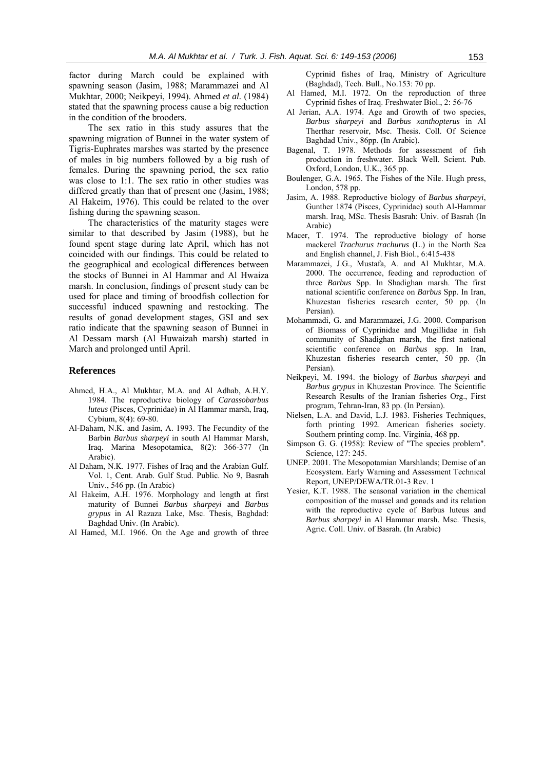factor during March could be explained with spawning season (Jasim, 1988; Marammazei and Al Mukhtar, 2000; Neikpeyi, 1994). Ahmed *et al.* (1984) stated that the spawning process cause a big reduction in the condition of the brooders.

The sex ratio in this study assures that the spawning migration of Bunnei in the water system of Tigris-Euphrates marshes was started by the presence of males in big numbers followed by a big rush of females. During the spawning period, the sex ratio was close to 1:1. The sex ratio in other studies was differed greatly than that of present one (Jasim, 1988; Al Hakeim, 1976). This could be related to the over fishing during the spawning season.

The characteristics of the maturity stages were similar to that described by Jasim (1988), but he found spent stage during late April, which has not coincided with our findings. This could be related to the geographical and ecological differences between the stocks of Bunnei in Al Hammar and Al Hwaiza marsh. In conclusion, findings of present study can be used for place and timing of broodfish collection for successful induced spawning and restocking. The results of gonad development stages, GSI and sex ratio indicate that the spawning season of Bunnei in Al Dessam marsh (Al Huwaizah marsh) started in March and prolonged until April.

## References

Ahmed, H.A., Al Mukhtar, M.A. and Al Adhab, A.H.Y. 1984. The reproductive biology of *Carassobarbus luteus* (Pisces, Cyprinidae) in Al Hammar marsh, Iraq, Cybium, 8(4): 69-80.

Al-Daham, N.K. and Jasim, A. 1993. The Fecundity of the Barbin *Barbus sharpeyi* in south Al Hammar Marsh, Iraq. Marina Mesopotamica, 8(2): 366-377 (In Arabic).

Al Daham, N.K. 1977. Fishes of Iraq and the Arabian Gulf. Vol. 1, Cent. Arab. Gulf Stud. Public. No 9, Basrah Univ., 546 pp. (In Arabic)

Al Hakeim, A.H. 1976. Morphology and length at first maturity of Bunnei *Barbus sharpeyi* and *Barbus grypus* in Al Razaza Lake, Msc. Thesis, Baghdad: Baghdad Univ. (In Arabic).

Al Hamed, M.I. 1966. On the Age and growth of three Cyprinid fishes of Iraq, Ministry of Agriculture (Baghdad), Tech. Bull., No.153: 70 pp.

Al Hamed, M.I. 1972. On the reproduction of three Cyprinid fishes of Iraq. Freshwater Biol., 2: 56-76

Al Jerian, A.A. 1974. Age and Growth of two species, *Barbus sharpeyi* and *Barbus xanthopterus* in Al Therthar reservoir, Msc. Thesis. Coll. Of Science Baghdad Univ., 86pp. (In Arabic).

Bagenal, T. 1978. Methods for assessment of fish production in freshwater. Black Well. Scient. Pub. Oxford, London, U.K., 365 pp.

Boulenger, G.A. 1965. The Fishes of the Nile. Hugh press, London, 578 pp.

Jasim, A. 1988. Reproductive biology of *Barbus sharpeyi*, Gunther 1874 (Pisces, Cyprinidae) south Al-Hammar marsh. Iraq, MSc. Thesis Basrah: Univ. of Basrah (In Arabic)

Macer, T. 1974. The reproductive biology of horse mackerel *Trachurus trachurus* (L.) in the North Sea and English channel, J. Fish Biol., 6:415-438

Marammazei, J.G., Mustafa, A. and Al Mukhtar, M.A. 2000. The occurrence, feeding and reproduction of three *Barbus* Spp. In Shadighan marsh. The first national scientific conference on *Barbus* Spp. In Iran, Khuzestan fisheries research center, 50 pp. (In Persian).

Mohammadi, G. and Marammazei, J.G. 2000. Comparison of Biomass of Cyprinidae and Mugillidae in fish community of Shadighan marsh, the first national scientific conference on *Barbus* spp. In Iran, Khuzestan fisheries research center, 50 pp. (In Persian).

Neikpeyi, M. 1994. the biology of *Barbus sharpey*i and *Barbus grypus* in Khuzestan Province. The Scientific Research Results of the Iranian fisheries Org., First program, Tehran-Iran, 83 pp. (In Persian).

Nielsen, L.A. and David, L.J. 1983. Fisheries Techniques, forth printing 1992. American fisheries society. Southern printing comp. Inc. Virginia, 468 pp.

Simpson G. G. (1958): Review of "The species problem". Science, 127: 245.

UNEP. 2001. The Mesopotamian Marshlands; Demise of an Ecosystem. Early Warning and Assessment Technical Report, UNEP/DEWA/TR.01-3 Rev. 1

Yesier, K.T. 1988. The seasonal variation in the chemical composition of the mussel and gonads and its relation with the reproductive cycle of Barbus luteus and *Barbus sharpeyi* in Al Hammar marsh. Msc. Thesis, Agric. Coll. Univ. of Basrah. (In Arabic)